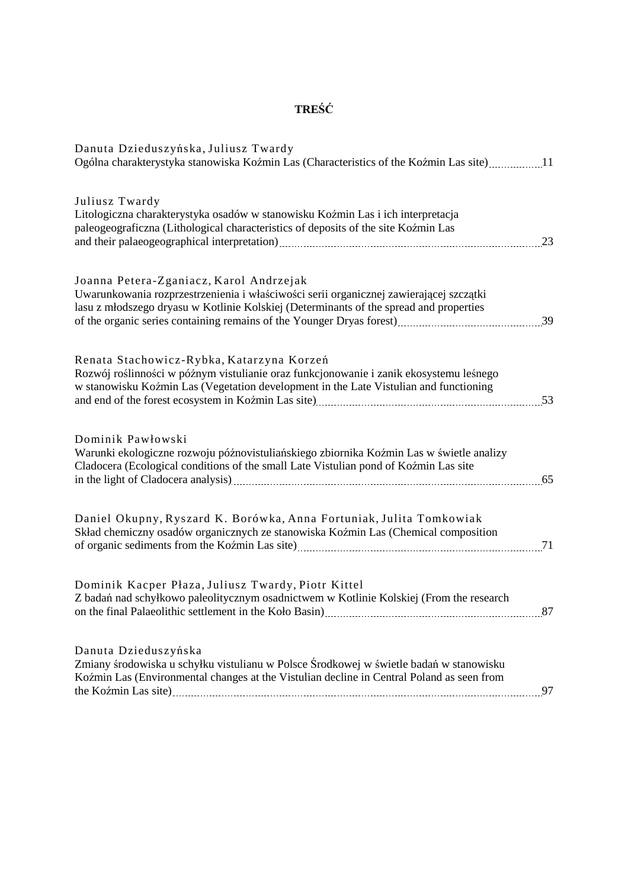# TREŚĆ

Danuta Dzieduszyńska, Juliusz Twardy
Ogólna charakterystyka stanowiska Koźmin Las (Characteristics of the Koźmin Las site) 11

Juliusz Twardy
Litologiczna charakterystyka osadów w stanowisku Koźmin Las i ich interpretacja paleogeograficzna (Lithological characteristics of deposits of the site Koźmin Las and their palaeogeographical interpretation) 23

Joanna Petera-Zganiacz, Karol Andrzejak
Uwarunkowania rozprzestrzenienia i właściwości serii organicznej zawierającej szczątki lasu z młodszego dryasu w Kotlinie Kolskiej (Determinants of the spread and properties of the organic series containing remains of the Younger Dryas forest) 39

Renata Stachowicz-Rybka, Katarzyna Korzeń
Rozwój roślinności w późnym vistulianie oraz funkcjonowanie i zanik ekosystemu leśnego w stanowisku Koźmin Las (Vegetation development in the Late Vistulian and functioning and end of the forest ecosystem in Koźmin Las site) 53

Dominik Pawłowski
Warunki ekologiczne rozwoju późnovistuliańskiego zbiornika Koźmin Las w świetle analizy Cladocera (Ecological conditions of the small Late Vistulian pond of Koźmin Las site in the light of Cladocera analysis) 65

Daniel Okupny, Ryszard K. Borówka, Anna Fortuniak, Julita Tomkowiak
Skład chemiczny osadów organicznych ze stanowiska Koźmin Las (Chemical composition of organic sediments from the Koźmin Las site) 71

Dominik Kacper Płaza, Juliusz Twardy, Piotr Kittel
Z badań nad schyłkowo paleolitycznym osadnictwem w Kotlinie Kolskiej (From the research on the final Palaeolithic settlement in the Koło Basin) 87

Danuta Dzieduszyńska
Zmiany środowiska u schyłku vistulianu w Polsce Środkowej w świetle badań w stanowisku Koźmin Las (Environmental changes at the Vistulian decline in Central Poland as seen from the Koźmin Las site) 97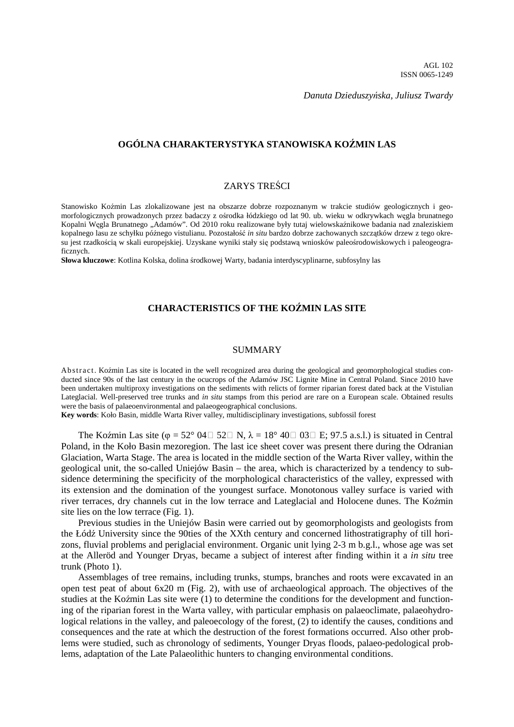AGL 102
ISSN 0065-1249

*Danuta Dzieduszyńska, Juliusz Twardy*

# OGÓLNA CHARAKTERYSTYKA STANOWISKA KOŹMIN LAS

## ZARYS TREŚCI

Stanowisko Koźmin Las zlokalizowane jest na obszarze dobrze rozpoznanym w trakcie studiów geologicznych i geomorfologicznych prowadzonych przez badaczy z ośrodka łódzkiego od lat 90. ub. wieku w odkrywkach węgla brunatnego Kopalni Węgla Brunatnego „Adamów". Od 2010 roku realizowane były tutaj wielowskaźnikowe badania nad znaleziskiem kopalnego lasu ze schyłku późnego vistulianu. Pozostałość *in situ* bardzo dobrze zachowanych szczątków drzew z tego okresu jest rzadkością w skali europejskiej. Uzyskane wyniki stały się podstawą wniosków paleośrodowiskowych i paleogeograficznych.

**Słowa kluczowe**: Kotlina Kolska, dolina środkowej Warty, badania interdyscyplinarne, subfosylny las

# CHARACTERISTICS OF THE KOŹMIN LAS SITE

## SUMMARY

Abstract. Koźmin Las site is located in the well recognized area during the geological and geomorphological studies conducted since 90s of the last century in the ocucrops of the Adamów JSC Lignite Mine in Central Poland. Since 2010 have been undertaken multiproxy investigations on the sediments with relicts of former riparian forest dated back at the Vistulian Lateglacial. Well-preserved tree trunks and *in situ* stamps from this period are rare on a European scale. Obtained results were the basis of palaeoenvironmental and palaeogeographical conclusions.

**Key words**: Koło Basin, middle Warta River valley, multidisciplinary investigations, subfossil forest

The Koźmin Las site (φ = 52° 04′ 52″ N, λ = 18° 40′ 03″ E; 97.5 a.s.l.) is situated in Central Poland, in the Koło Basin mezoregion. The last ice sheet cover was present there during the Odranian Glaciation, Warta Stage. The area is located in the middle section of the Warta River valley, within the geological unit, the so-called Uniejów Basin – the area, which is characterized by a tendency to subsidence determining the specificity of the morphological characteristics of the valley, expressed with its extension and the domination of the youngest surface. Monotonous valley surface is varied with river terraces, dry channels cut in the low terrace and Lateglacial and Holocene dunes. The Koźmin site lies on the low terrace (Fig. 1).

Previous studies in the Uniejów Basin were carried out by geomorphologists and geologists from the Łódź University since the 90ties of the XXth century and concerned lithostratigraphy of till horizons, fluvial problems and periglacial environment. Organic unit lying 2-3 m b.g.l., whose age was set at the Alleröd and Younger Dryas, became a subject of interest after finding within it a *in situ* tree trunk (Photo 1).

Assemblages of tree remains, including trunks, stumps, branches and roots were excavated in an open test peat of about 6x20 m (Fig. 2), with use of archaeological approach. The objectives of the studies at the Koźmin Las site were (1) to determine the conditions for the development and functioning of the riparian forest in the Warta valley, with particular emphasis on palaeoclimate, palaeohydrological relations in the valley, and paleoecology of the forest, (2) to identify the causes, conditions and consequences and the rate at which the destruction of the forest formations occurred. Also other problems were studied, such as chronology of sediments, Younger Dryas floods, palaeo-pedological problems, adaptation of the Late Palaeolithic hunters to changing environmental conditions.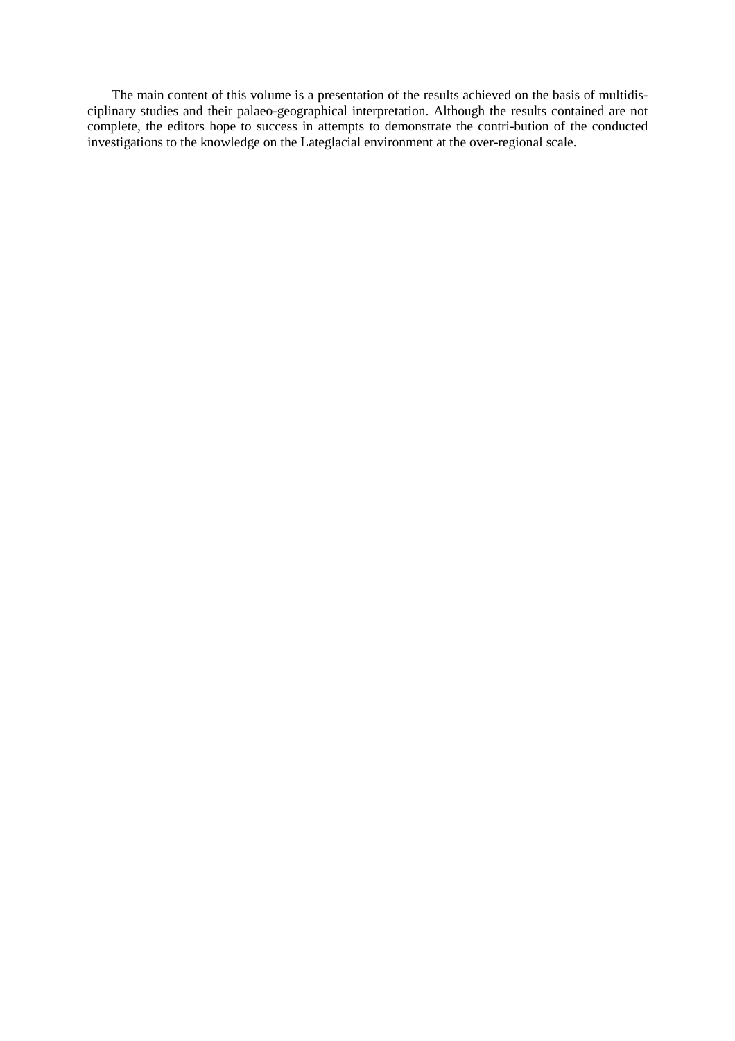The main content of this volume is a presentation of the results achieved on the basis of multidisciplinary studies and their palaeo-geographical interpretation. Although the results contained are not complete, the editors hope to success in attempts to demonstrate the contri-bution of the conducted investigations to the knowledge on the Lateglacial environment at the over-regional scale.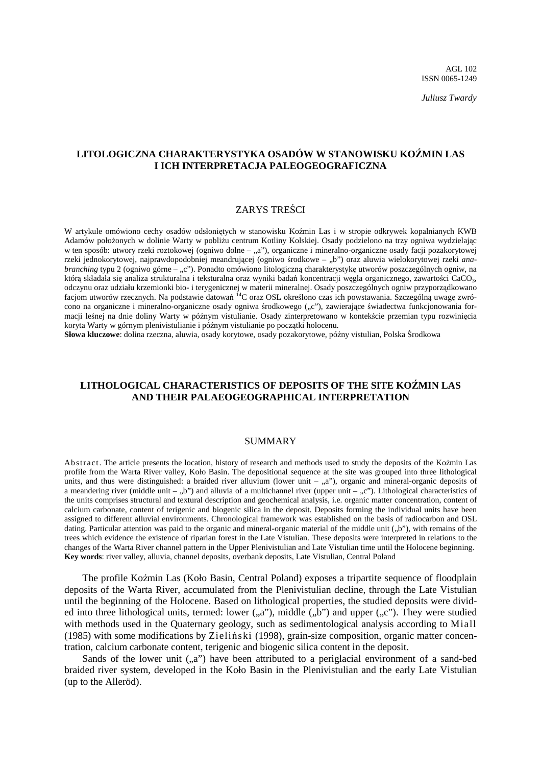AGL 102
ISSN 0065-1249

*Juliusz Twardy*

## LITOLOGICZNA CHARAKTERYSTYKA OSADÓW W STANOWISKU KOŹMIN LAS I ICH INTERPRETACJA PALEOGEOGRAFICZNA

### ZARYS TREŚCI

W artykule omówiono cechy osadów odsłoniętych w stanowisku Koźmin Las i w stropie odkrywek kopalnianych KWB Adamów położonych w dolinie Warty w pobliżu centrum Kotliny Kolskiej. Osady podzielono na trzy ogniwa wydzielając w ten sposób: utwory rzeki roztokowej (ogniwo dolne – „a"), organiczne i mineralno-organiczne osady facji pozakorytowej rzeki jednokorytowej, najprawdopodobniej meandrującej (ogniwo środkowe – „b") oraz aluwia wielokorytowej rzeki *anabranching* typu 2 (ogniwo górne – „c"). Ponadto omówiono litologiczną charakterystykę utworów poszczególnych ogniw, na którą składała się analiza strukturalna i teksturalna oraz wyniki badań koncentracji węgla organicznego, zawartości $CaCO_3$, odczynu oraz udziału krzemionki bio- i terygenicznej w materii mineralnej. Osady poszczególnych ogniw przyporządkowano facjom utworów rzecznych. Na podstawie datowań $^{14}C$ oraz OSL określono czas ich powstawania. Szczególną uwagę zwrócono na organiczne i mineralno-organiczne osady ogniwa środkowego („c"), zawierające świadectwa funkcjonowania formacji leśnej na dnie doliny Warty w późnym vistulianie. Osady zinterpretowano w kontekście przemian typu rozwinięcia koryta Warty w górnym plenivistulianie i późnym vistulianie po początki holocenu.

**Słowa kluczowe**: dolina rzeczna, aluwia, osady korytowe, osady pozakorytowe, późny vistulian, Polska Środkowa

## LITHOLOGICAL CHARACTERISTICS OF DEPOSITS OF THE SITE KOŹMIN LAS AND THEIR PALAEOGEOGRAPHICAL INTERPRETATION

### SUMMARY

Abstract. The article presents the location, history of research and methods used to study the deposits of the Kożmin Las profile from the Warta River valley, Koło Basin. The depositional sequence at the site was grouped into three lithological units, and thus were distinguished: a braided river alluvium (lower unit – „a"), organic and mineral-organic deposits of a meandering river (middle unit – „b") and alluvia of a multichannel river (upper unit – „c"). Lithological characteristics of the units comprises structural and textural description and geochemical analysis, i.e. organic matter concentration, content of calcium carbonate, content of terigenic and biogenic silica in the deposit. Deposits forming the individual units have been assigned to different alluvial environments. Chronological framework was established on the basis of radiocarbon and OSL dating. Particular attention was paid to the organic and mineral-organic material of the middle unit („b"), with remains of the trees which evidence the existence of riparian forest in the Late Vistulian. These deposits were interpreted in relations to the changes of the Warta River channel pattern in the Upper Plenivistulian and Late Vistulian time until the Holocene beginning.

**Key words**: river valley, alluvia, channel deposits, overbank deposits, Late Vistulian, Central Poland

The profile Koźmin Las (Koło Basin, Central Poland) exposes a tripartite sequence of floodplain deposits of the Warta River, accumulated from the Plenivistulian decline, through the Late Vistulian until the beginning of the Holocene. Based on lithological properties, the studied deposits were divided into three lithological units, termed: lower („a"), middle („b") and upper („c"). They were studied with methods used in the Quaternary geology, such as sedimentological analysis according to Miall (1985) with some modifications by Zieliński (1998), grain-size composition, organic matter concentration, calcium carbonate content, terigenic and biogenic silica content in the deposit.

Sands of the lower unit („a") have been attributed to a periglacial environment of a sand-bed braided river system, developed in the Koło Basin in the Plenivistulian and the early Late Vistulian (up to the Alleröd).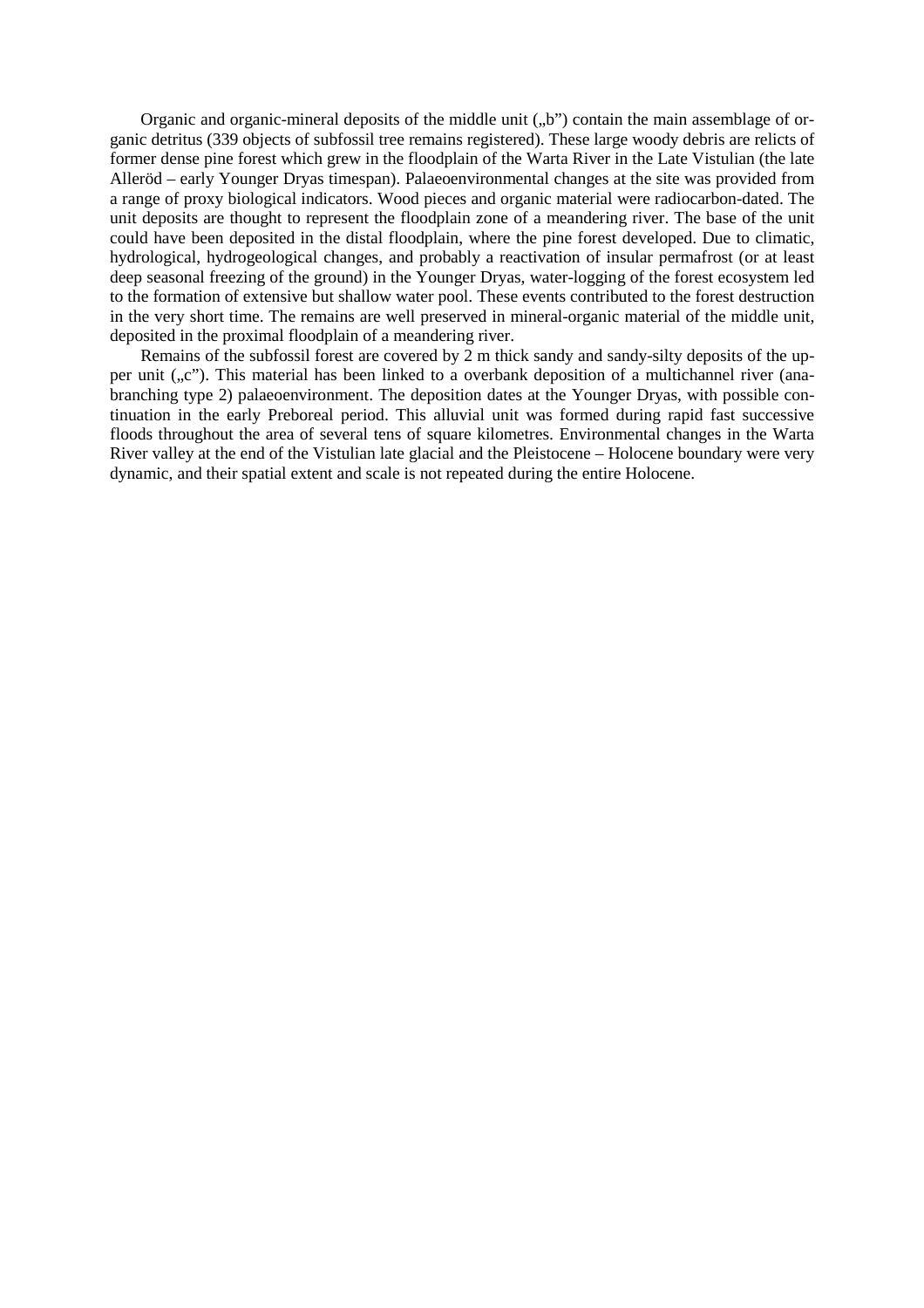Organic and organic-mineral deposits of the middle unit („b") contain the main assemblage of organic detritus (339 objects of subfossil tree remains registered). These large woody debris are relicts of former dense pine forest which grew in the floodplain of the Warta River in the Late Vistulian (the late Alleröd – early Younger Dryas timespan). Palaeoenvironmental changes at the site was provided from a range of proxy biological indicators. Wood pieces and organic material were radiocarbon-dated. The unit deposits are thought to represent the floodplain zone of a meandering river. The base of the unit could have been deposited in the distal floodplain, where the pine forest developed. Due to climatic, hydrological, hydrogeological changes, and probably a reactivation of insular permafrost (or at least deep seasonal freezing of the ground) in the Younger Dryas, water-logging of the forest ecosystem led to the formation of extensive but shallow water pool. These events contributed to the forest destruction in the very short time. The remains are well preserved in mineral-organic material of the middle unit, deposited in the proximal floodplain of a meandering river.

Remains of the subfossil forest are covered by 2 m thick sandy and sandy-silty deposits of the upper unit („c"). This material has been linked to a overbank deposition of a multichannel river (anabranching type 2) palaeoenvironment. The deposition dates at the Younger Dryas, with possible continuation in the early Preboreal period. This alluvial unit was formed during rapid fast successive floods throughout the area of several tens of square kilometres. Environmental changes in the Warta River valley at the end of the Vistulian late glacial and the Pleistocene – Holocene boundary were very dynamic, and their spatial extent and scale is not repeated during the entire Holocene.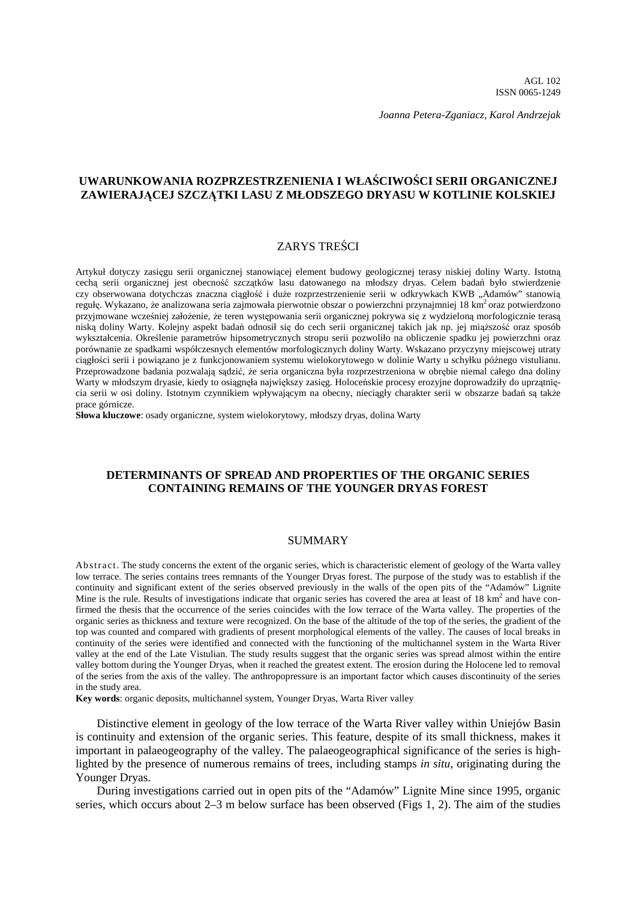AGL 102
ISSN 0065-1249

*Joanna Petera-Zganiacz, Karol Andrzejak*

## UWARUNKOWANIA ROZPRZESTRZENIENIA I WŁAŚCIWOŚCI SERII ORGANICZNEJ ZAWIERAJĄCEJ SZCZĄTKI LASU Z MŁODSZEGO DRYASU W KOTLINIE KOLSKIEJ

### ZARYS TREŚCI

Artykuł dotyczy zasięgu serii organicznej stanowiącej element budowy geologicznej terasy niskiej doliny Warty. Istotną cechą serii organicznej jest obecność szczątków lasu datowanego na młodszy dryas. Celem badań było stwierdzenie czy obserwowana dotychczas znaczna ciągłość i duże rozprzestrzenienie serii w odkrywkach KWB „Adamów" stanowią regułę. Wykazano, że analizowana seria zajmowała pierwotnie obszar o powierzchni przynajmniej 18 km$^2$ oraz potwierdzono przyjmowane wcześniej założenie, że teren występowania serii organicznej pokrywa się z wydzieloną morfologicznie terasą niską doliny Warty. Kolejny aspekt badań odnosił się do cech serii organicznej takich jak np. jej miąższość oraz sposób wykształcenia. Określenie parametrów hipsometrycznych stropu serii pozwoliło na obliczenie spadku jej powierzchni oraz porównanie ze spadkami współczesnych elementów morfologicznych doliny Warty. Wskazano przyczyny miejscowej utraty ciągłości serii i powiązano je z funkcjonowaniem systemu wielokorytowego w dolinie Warty u schyłku późnego vistulianu. Przeprowadzone badania pozwalają sądzić, że seria organiczna była rozprzestrzeniona w obrębie niemal całego dna doliny Warty w młodszym dryasie, kiedy to osiągnęła największy zasięg. Holoceńskie procesy erozyjne doprowadziły do uprzątnięcia serii w osi doliny. Istotnym czynnikiem wpływającym na obecny, nieciągły charakter serii w obszarze badań są także prace górnicze.

**Słowa kluczowe**: osady organiczne, system wielokorytowy, młodszy dryas, dolina Warty

## DETERMINANTS OF SPREAD AND PROPERTIES OF THE ORGANIC SERIES CONTAINING REMAINS OF THE YOUNGER DRYAS FOREST

### SUMMARY

Abstract. The study concerns the extent of the organic series, which is characteristic element of geology of the Warta valley low terrace. The series contains trees remnants of the Younger Dryas forest. The purpose of the study was to establish if the continuity and significant extent of the series observed previously in the walls of the open pits of the "Adamów" Lignite Mine is the rule. Results of investigations indicate that organic series has covered the area at least of 18 km$^2$ and have confirmed the thesis that the occurrence of the series coincides with the low terrace of the Warta valley. The properties of the organic series as thickness and texture were recognized. On the base of the altitude of the top of the series, the gradient of the top was counted and compared with gradients of present morphological elements of the valley. The causes of local breaks in continuity of the series were identified and connected with the functioning of the multichannel system in the Warta River valley at the end of the Late Vistulian. The study results suggest that the organic series was spread almost within the entire valley bottom during the Younger Dryas, when it reached the greatest extent. The erosion during the Holocene led to removal of the series from the axis of the valley. The anthropopressure is an important factor which causes discontinuity of the series in the study area.

**Key words**: organic deposits, multichannel system, Younger Dryas, Warta River valley

Distinctive element in geology of the low terrace of the Warta River valley within Uniejów Basin is continuity and extension of the organic series. This feature, despite of its small thickness, makes it important in palaeogeography of the valley. The palaeogeographical significance of the series is highlighted by the presence of numerous remains of trees, including stamps *in situ*, originating during the Younger Dryas.

During investigations carried out in open pits of the "Adamów" Lignite Mine since 1995, organic series, which occurs about 2–3 m below surface has been observed (Figs 1, 2). The aim of the studies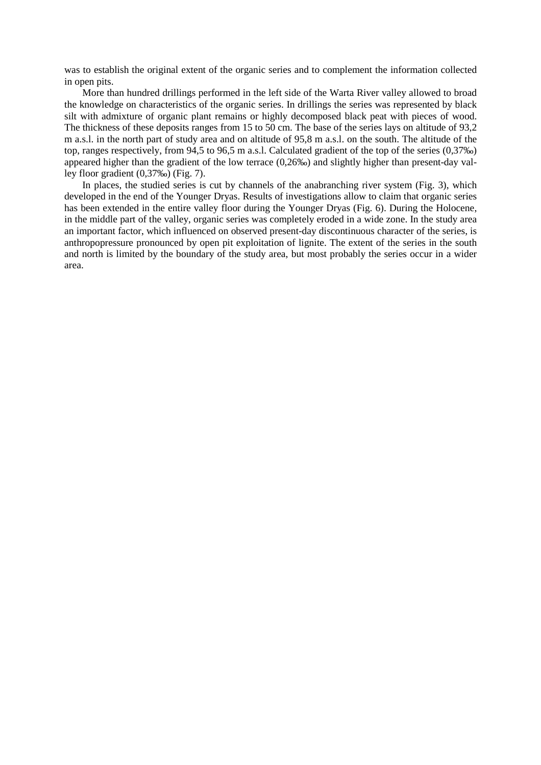was to establish the original extent of the organic series and to complement the information collected in open pits.

More than hundred drillings performed in the left side of the Warta River valley allowed to broad the knowledge on characteristics of the organic series. In drillings the series was represented by black silt with admixture of organic plant remains or highly decomposed black peat with pieces of wood. The thickness of these deposits ranges from 15 to 50 cm. The base of the series lays on altitude of 93,2 m a.s.l. in the north part of study area and on altitude of 95,8 m a.s.l. on the south. The altitude of the top, ranges respectively, from 94,5 to 96,5 m a.s.l. Calculated gradient of the top of the series (0,37‰) appeared higher than the gradient of the low terrace (0,26‰) and slightly higher than present-day valley floor gradient (0,37‰) (Fig. 7).

In places, the studied series is cut by channels of the anabranching river system (Fig. 3), which developed in the end of the Younger Dryas. Results of investigations allow to claim that organic series has been extended in the entire valley floor during the Younger Dryas (Fig. 6). During the Holocene, in the middle part of the valley, organic series was completely eroded in a wide zone. In the study area an important factor, which influenced on observed present-day discontinuous character of the series, is anthropopressure pronounced by open pit exploitation of lignite. The extent of the series in the south and north is limited by the boundary of the study area, but most probably the series occur in a wider area.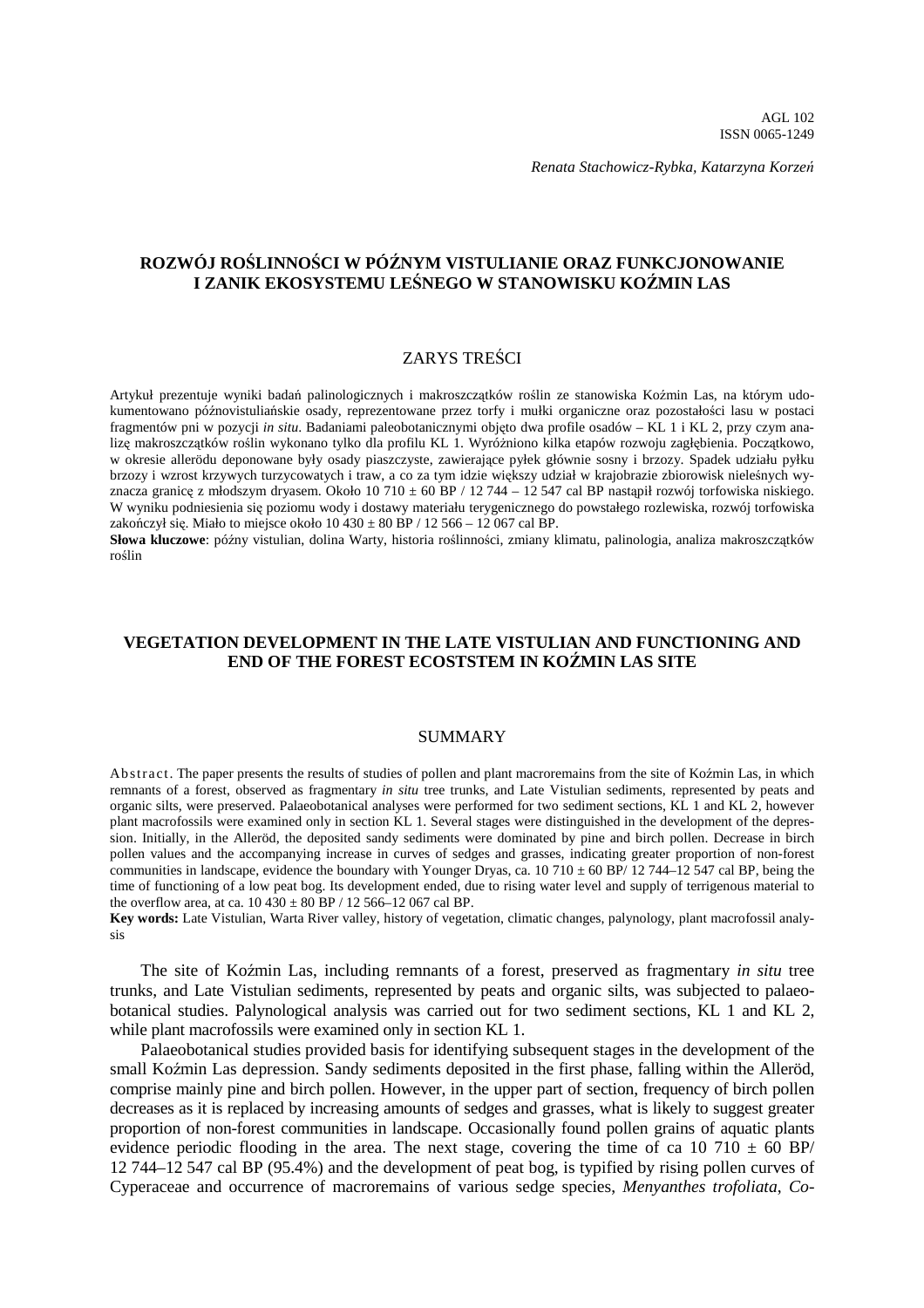AGL 102
ISSN 0065-1249

*Renata Stachowicz-Rybka, Katarzyna Korzeń*

## ROZWÓJ ROŚLINNOŚCI W PÓŹNYM VISTULIANIE ORAZ FUNKCJONOWANIE I ZANIK EKOSYSTEMU LEŚNEGO W STANOWISKU KOŹMIN LAS

### ZARYS TREŚCI

Artykuł prezentuje wyniki badań palinologicznych i makroszczątków roślin ze stanowiska Koźmin Las, na którym udokumentowano późnovistuliańskie osady, reprezentowane przez torfy i mułki organiczne oraz pozostałości lasu w postaci fragmentów pni w pozycji *in situ*. Badaniami paleobotanicznymi objęto dwa profile osadów – KL 1 i KL 2, przy czym analizę makroszczątków roślin wykonano tylko dla profilu KL 1. Wyróżniono kilka etapów rozwoju zagłębienia. Początkowo, w okresie allerödu deponowane były osady piaszczyste, zawierające pyłek głównie sosny i brzozy. Spadek udziału pyłku brzozy i wzrost krzywych turzycowatych i traw, a co za tym idzie większy udział w krajobrazie zbiorowisk nieleśnych wyznacza granicę z młodszym dryasem. Około 10 710 ± 60 BP / 12 744 – 12 547 cal BP nastąpił rozwój torfowiska niskiego. W wyniku podniesienia się poziomu wody i dostawy materiału terygenicznego do powstałego rozlewiska, rozwój torfowiska zakończył się. Miało to miejsce około 10 430 ± 80 BP / 12 566 – 12 067 cal BP.

**Słowa kluczowe**: późny vistulian, dolina Warty, historia roślinności, zmiany klimatu, palinologia, analiza makroszczątków roślin

## VEGETATION DEVELOPMENT IN THE LATE VISTULIAN AND FUNCTIONING AND END OF THE FOREST ECOSTSTEM IN KOŹMIN LAS SITE

### SUMMARY

Abstract. The paper presents the results of studies of pollen and plant macroremains from the site of Koźmin Las, in which remnants of a forest, observed as fragmentary *in situ* tree trunks, and Late Vistulian sediments, represented by peats and organic silts, were preserved. Palaeobotanical analyses were performed for two sediment sections, KL 1 and KL 2, however plant macrofossils were examined only in section KL 1. Several stages were distinguished in the development of the depression. Initially, in the Alleröd, the deposited sandy sediments were dominated by pine and birch pollen. Decrease in birch pollen values and the accompanying increase in curves of sedges and grasses, indicating greater proportion of non-forest communities in landscape, evidence the boundary with Younger Dryas, ca. 10 710 ± 60 BP/ 12 744–12 547 cal BP, being the time of functioning of a low peat bog. Its development ended, due to rising water level and supply of terrigenous material to the overflow area, at ca. 10 430 ± 80 BP / 12 566–12 067 cal BP.

**Key words:** Late Vistulian, Warta River valley, history of vegetation, climatic changes, palynology, plant macrofossil analysis

The site of Koźmin Las, including remnants of a forest, preserved as fragmentary *in situ* tree trunks, and Late Vistulian sediments, represented by peats and organic silts, was subjected to palaeobotanical studies. Palynological analysis was carried out for two sediment sections, KL 1 and KL 2, while plant macrofossils were examined only in section KL 1.

Palaeobotanical studies provided basis for identifying subsequent stages in the development of the small Koźmin Las depression. Sandy sediments deposited in the first phase, falling within the Alleröd, comprise mainly pine and birch pollen. However, in the upper part of section, frequency of birch pollen decreases as it is replaced by increasing amounts of sedges and grasses, what is likely to suggest greater proportion of non-forest communities in landscape. Occasionally found pollen grains of aquatic plants evidence periodic flooding in the area. The next stage, covering the time of ca 10 710 ± 60 BP/ 12 744–12 547 cal BP (95.4%) and the development of peat bog, is typified by rising pollen curves of Cyperaceae and occurrence of macroremains of various sedge species, *Menyanthes trofoliata*, *Co-*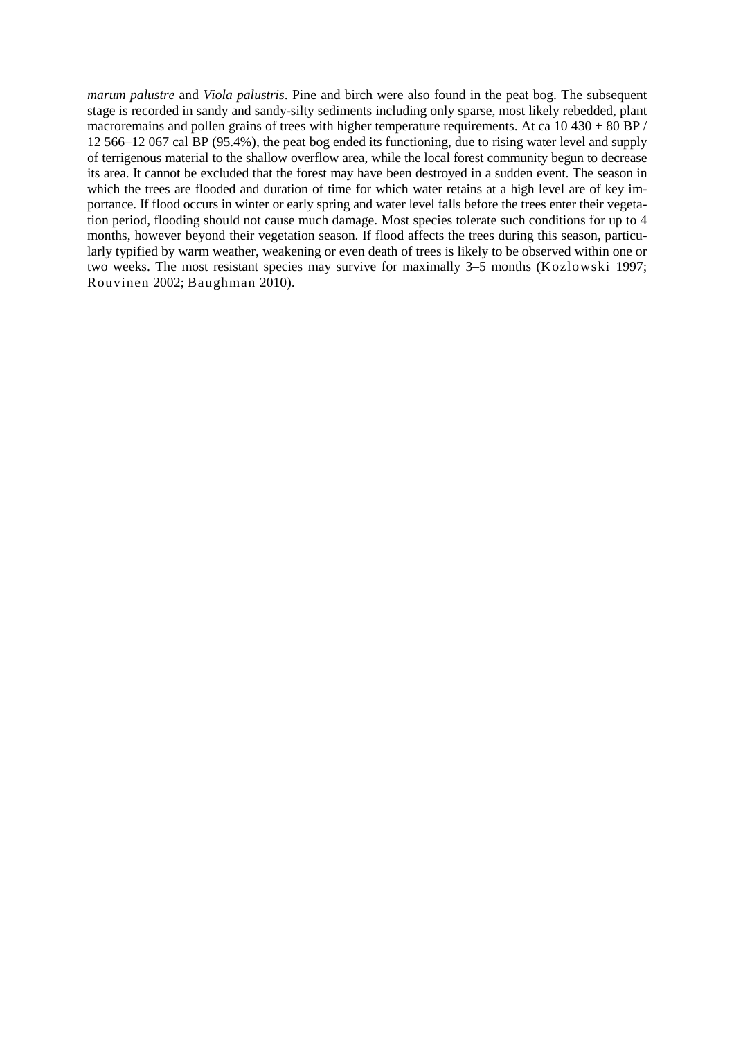*marum palustre* and *Viola palustris*. Pine and birch were also found in the peat bog. The subsequent stage is recorded in sandy and sandy-silty sediments including only sparse, most likely rebedded, plant macroremains and pollen grains of trees with higher temperature requirements. At ca 10 430 ± 80 BP / 12 566–12 067 cal BP (95.4%), the peat bog ended its functioning, due to rising water level and supply of terrigenous material to the shallow overflow area, while the local forest community begun to decrease its area. It cannot be excluded that the forest may have been destroyed in a sudden event. The season in which the trees are flooded and duration of time for which water retains at a high level are of key importance. If flood occurs in winter or early spring and water level falls before the trees enter their vegetation period, flooding should not cause much damage. Most species tolerate such conditions for up to 4 months, however beyond their vegetation season. If flood affects the trees during this season, particularly typified by warm weather, weakening or even death of trees is likely to be observed within one or two weeks. The most resistant species may survive for maximally 3–5 months (Kozlowski 1997; Rouvinen 2002; Baughman 2010).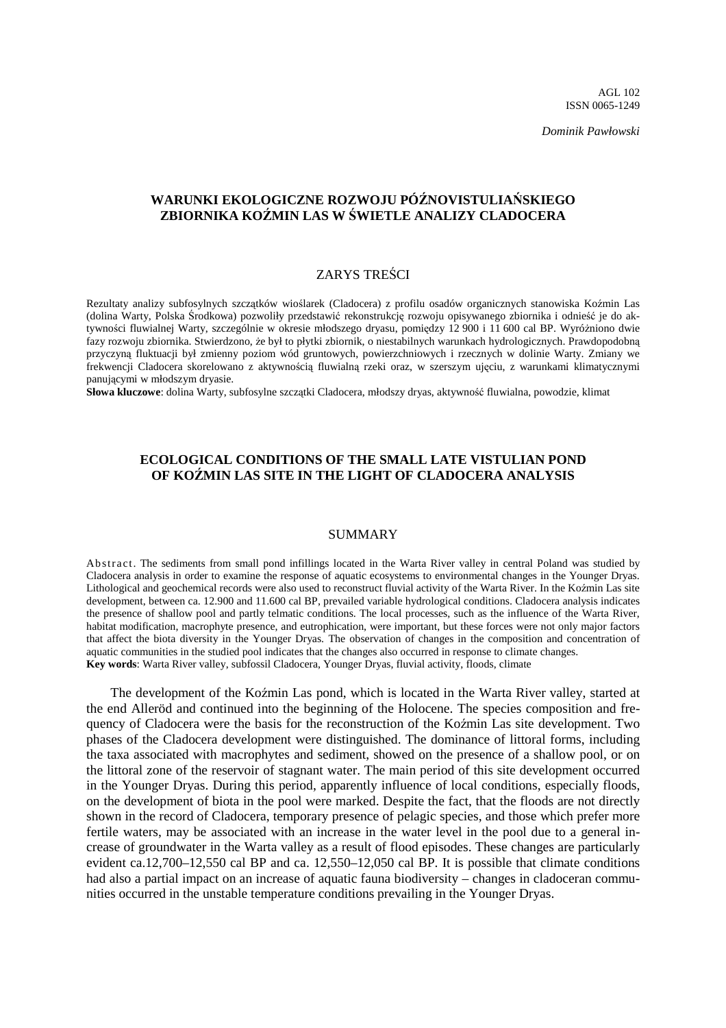Dominik Pawłowski

## WARUNKI EKOLOGICZNE ROZWOJU PÓŹNOVISTULIAŃSKIEGO ZBIORNIKA KOŹMIN LAS W ŚWIETLE ANALIZY CLADOCERA

### ZARYS TREŚCI

Rezultaty analizy subfosylnych szczątków wioślarek (Cladocera) z profilu osadów organicznych stanowiska Koźmin Las (dolina Warty, Polska Środkowa) pozwoliły przedstawić rekonstrukcję rozwoju opisywanego zbiornika i odnieść je do aktywności fluwialnej Warty, szczególnie w okresie młodszego dryasu, pomiędzy 12 900 i 11 600 cal BP. Wyróżniono dwie fazy rozwoju zbiornika. Stwierdzono, że był to płytki zbiornik, o niestabilnych warunkach hydrologicznych. Prawdopodobną przyczyną fluktuacji był zmienny poziom wód gruntowych, powierzchniowych i rzecznych w dolinie Warty. Zmiany we frekwencji Cladocera skorelowano z aktywnością fluwialną rzeki oraz, w szerszym ujęciu, z warunkami klimatycznymi panującymi w młodszym dryasie.

**Słowa kluczowe**: dolina Warty, subfosylne szczątki Cladocera, młodszy dryas, aktywność fluwialna, powodzie, klimat

## ECOLOGICAL CONDITIONS OF THE SMALL LATE VISTULIAN POND OF KOŹMIN LAS SITE IN THE LIGHT OF CLADOCERA ANALYSIS

### SUMMARY

Abstract. The sediments from small pond infillings located in the Warta River valley in central Poland was studied by Cladocera analysis in order to examine the response of aquatic ecosystems to environmental changes in the Younger Dryas. Lithological and geochemical records were also used to reconstruct fluvial activity of the Warta River. In the Koźmin Las site development, between ca. 12.900 and 11.600 cal BP, prevailed variable hydrological conditions. Cladocera analysis indicates the presence of shallow pool and partly telmatic conditions. The local processes, such as the influence of the Warta River, habitat modification, macrophyte presence, and eutrophication, were important, but these forces were not only major factors that affect the biota diversity in the Younger Dryas. The observation of changes in the composition and concentration of aquatic communities in the studied pool indicates that the changes also occurred in response to climate changes.

**Key words**: Warta River valley, subfossil Cladocera, Younger Dryas, fluvial activity, floods, climate

The development of the Koźmin Las pond, which is located in the Warta River valley, started at the end Alleröd and continued into the beginning of the Holocene. The species composition and frequency of Cladocera were the basis for the reconstruction of the Koźmin Las site development. Two phases of the Cladocera development were distinguished. The dominance of littoral forms, including the taxa associated with macrophytes and sediment, showed on the presence of a shallow pool, or on the littoral zone of the reservoir of stagnant water. The main period of this site development occurred in the Younger Dryas. During this period, apparently influence of local conditions, especially floods, on the development of biota in the pool were marked. Despite the fact, that the floods are not directly shown in the record of Cladocera, temporary presence of pelagic species, and those which prefer more fertile waters, may be associated with an increase in the water level in the pool due to a general increase of groundwater in the Warta valley as a result of flood episodes. These changes are particularly evident ca.12,700–12,550 cal BP and ca. 12,550–12,050 cal BP. It is possible that climate conditions had also a partial impact on an increase of aquatic fauna biodiversity – changes in cladoceran communities occurred in the unstable temperature conditions prevailing in the Younger Dryas.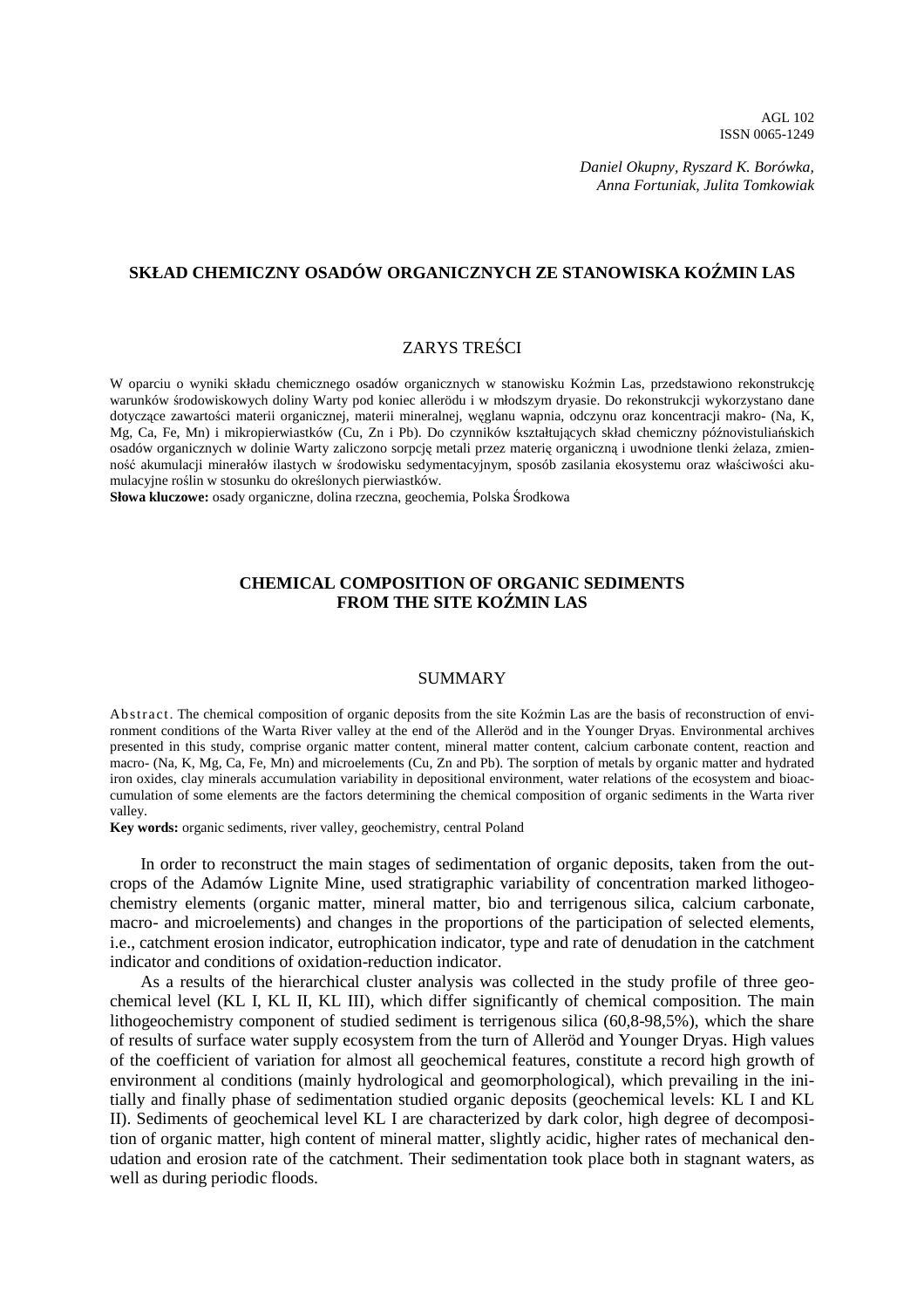AGL 102
ISSN 0065-1249

*Daniel Okupny, Ryszard K. Borówka,*
*Anna Fortuniak, Julita Tomkowiak*

## SKŁAD CHEMICZNY OSADÓW ORGANICZNYCH ZE STANOWISKA KOŹMIN LAS

### ZARYS TREŚCI

W oparciu o wyniki składu chemicznego osadów organicznych w stanowisku Koźmin Las, przedstawiono rekonstrukcję warunków środowiskowych doliny Warty pod koniec allerödu i w młodszym dryasie. Do rekonstrukcji wykorzystano dane dotyczące zawartości materii organicznej, materii mineralnej, węglanu wapnia, odczynu oraz koncentracji makro- (Na, K, Mg, Ca, Fe, Mn) i mikropierwiastków (Cu, Zn i Pb). Do czynników kształtujących skład chemiczny późnovistuliańskich osadów organicznych w dolinie Warty zaliczono sorpcję metali przez materię organiczną i uwodnione tlenki żelaza, zmienność akumulacji minerałów ilastych w środowisku sedymentacyjnym, sposób zasilania ekosystemu oraz właściwości akumulacyjne roślin w stosunku do określonych pierwiastków.

**Słowa kluczowe:** osady organiczne, dolina rzeczna, geochemia, Polska Środkowa

## CHEMICAL COMPOSITION OF ORGANIC SEDIMENTS FROM THE SITE KOŹMIN LAS

### SUMMARY

Abstract. The chemical composition of organic deposits from the site Koźmin Las are the basis of reconstruction of environment conditions of the Warta River valley at the end of the Alleröd and in the Younger Dryas. Environmental archives presented in this study, comprise organic matter content, mineral matter content, calcium carbonate content, reaction and macro- (Na, K, Mg, Ca, Fe, Mn) and microelements (Cu, Zn and Pb). The sorption of metals by organic matter and hydrated iron oxides, clay minerals accumulation variability in depositional environment, water relations of the ecosystem and bioaccumulation of some elements are the factors determining the chemical composition of organic sediments in the Warta river valley.

**Key words:** organic sediments, river valley, geochemistry, central Poland

In order to reconstruct the main stages of sedimentation of organic deposits, taken from the outcrops of the Adamów Lignite Mine, used stratigraphic variability of concentration marked lithogeochemistry elements (organic matter, mineral matter, bio and terrigenous silica, calcium carbonate, macro- and microelements) and changes in the proportions of the participation of selected elements, i.e., catchment erosion indicator, eutrophication indicator, type and rate of denudation in the catchment indicator and conditions of oxidation-reduction indicator.

As a results of the hierarchical cluster analysis was collected in the study profile of three geochemical level (KL I, KL II, KL III), which differ significantly of chemical composition. The main lithogeochemistry component of studied sediment is terrigenous silica (60,8-98,5%), which the share of results of surface water supply ecosystem from the turn of Alleröd and Younger Dryas. High values of the coefficient of variation for almost all geochemical features, constitute a record high growth of environment al conditions (mainly hydrological and geomorphological), which prevailing in the initially and finally phase of sedimentation studied organic deposits (geochemical levels: KL I and KL II). Sediments of geochemical level KL I are characterized by dark color, high degree of decomposition of organic matter, high content of mineral matter, slightly acidic, higher rates of mechanical denudation and erosion rate of the catchment. Their sedimentation took place both in stagnant waters, as well as during periodic floods.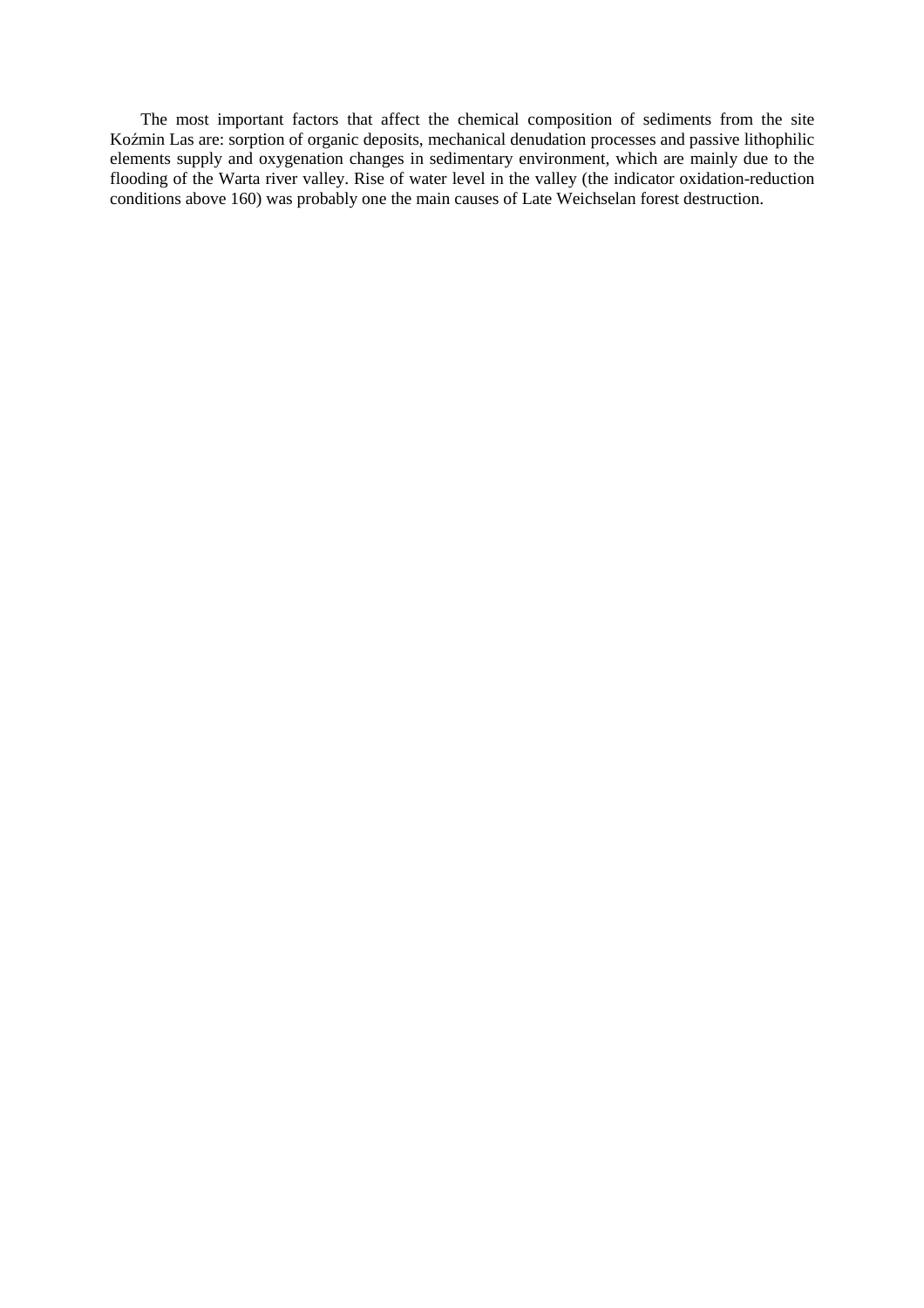The most important factors that affect the chemical composition of sediments from the site Koźmin Las are: sorption of organic deposits, mechanical denudation processes and passive lithophilic elements supply and oxygenation changes in sedimentary environment, which are mainly due to the flooding of the Warta river valley. Rise of water level in the valley (the indicator oxidation-reduction conditions above 160) was probably one the main causes of Late Weichselan forest destruction.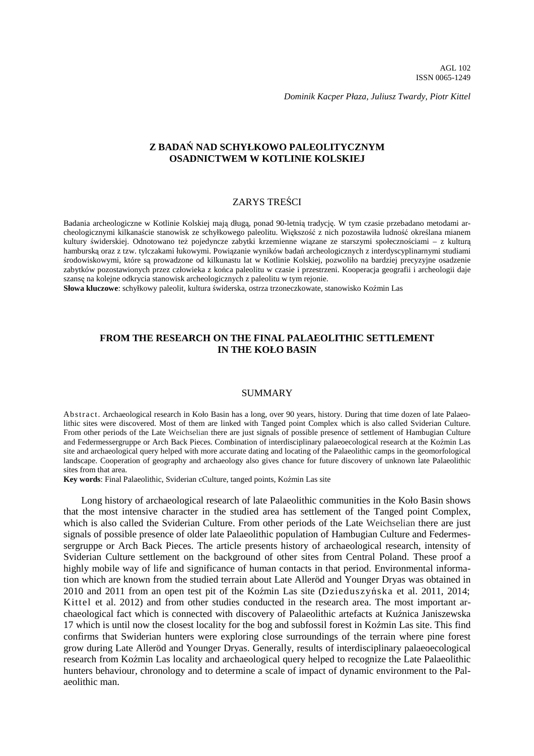Dominik Kacper Płaza, Juliusz Twardy, Piotr Kittel

## Z BADAŃ NAD SCHYŁKOWO PALEOLITYCZNYM OSADNICTWEM W KOTLINIE KOLSKIEJ

### ZARYS TREŚCI

Badania archeologiczne w Kotlinie Kolskiej mają długą, ponad 90-letnią tradycję. W tym czasie przebadano metodami archeologicznymi kilkanaście stanowisk ze schyłkowego paleolitu. Większość z nich pozostawiła ludność określana mianem kultury świderskiej. Odnotowano też pojedyncze zabytki krzemienne wiązane ze starszymi społecznościami – z kulturą hamburską oraz z tzw. tylczakami łukowymi. Powiązanie wyników badań archeologicznych z interdyscyplinarnymi studiami środowiskowymi, które są prowadzone od kilkunastu lat w Kotlinie Kolskiej, pozwoliło na bardziej precyzyjne osadzenie zabytków pozostawionych przez człowieka z końca paleolitu w czasie i przestrzeni. Kooperacja geografii i archeologii daje szansę na kolejne odkrycia stanowisk archeologicznych z paleolitu w tym rejonie.

**Słowa kluczowe**: schyłkowy paleolit, kultura świderska, ostrza trzoneczkowate, stanowisko Koźmin Las

## FROM THE RESEARCH ON THE FINAL PALAEOLITHIC SETTLEMENT IN THE KOŁO BASIN

### SUMMARY

Abstract. Archaeological research in Koło Basin has a long, over 90 years, history. During that time dozen of late Palaeolithic sites were discovered. Most of them are linked with Tanged point Complex which is also called Sviderian Culture. From other periods of the Late Weichselian there are just signals of possible presence of settlement of Hambugian Culture and Federmessergruppe or Arch Back Pieces. Combination of interdisciplinary palaeoecological research at the Koźmin Las site and archaeological query helped with more accurate dating and locating of the Palaeolithic camps in the geomorfological landscape. Cooperation of geography and archaeology also gives chance for future discovery of unknown late Palaeolithic sites from that area.

**Key words**: Final Palaeolithic, Sviderian cCulture, tanged points, Koźmin Las site

Long history of archaeological research of late Palaeolithic communities in the Koło Basin shows that the most intensive character in the studied area has settlement of the Tanged point Complex, which is also called the Sviderian Culture. From other periods of the Late Weichselian there are just signals of possible presence of older late Palaeolithic population of Hambugian Culture and Federmessergruppe or Arch Back Pieces. The article presents history of archaeological research, intensity of Sviderian Culture settlement on the background of other sites from Central Poland. These proof a highly mobile way of life and significance of human contacts in that period. Environmental information which are known from the studied terrain about Late Alleröd and Younger Dryas was obtained in 2010 and 2011 from an open test pit of the Koźmin Las site (Dzieduszyńska et al. 2011, 2014; Kittel et al. 2012) and from other studies conducted in the research area. The most important archaeological fact which is connected with discovery of Palaeolithic artefacts at Kuźnica Janiszewska 17 which is until now the closest locality for the bog and subfossil forest in Koźmin Las site. This find confirms that Swiderian hunters were exploring close surroundings of the terrain where pine forest grow during Late Alleröd and Younger Dryas. Generally, results of interdisciplinary palaeoecological research from Koźmin Las locality and archaeological query helped to recognize the Late Palaeolithic hunters behaviour, chronology and to determine a scale of impact of dynamic environment to the Palaeolithic man.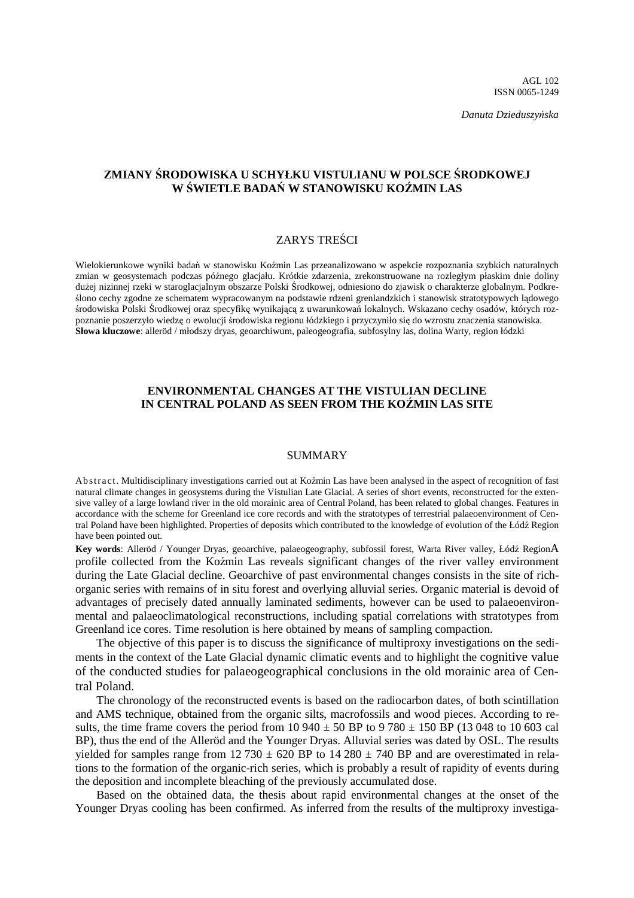*Danuta Dzieduszyńska*

## ZMIANY ŚRODOWISKA U SCHYŁKU VISTULIANU W POLSCE ŚRODKOWEJ W ŚWIETLE BADAŃ W STANOWISKU KOŹMIN LAS

### ZARYS TREŚCI

Wielokierunkowe wyniki badań w stanowisku Koźmin Las przeanalizowano w aspekcie rozpoznania szybkich naturalnych zmian w geosystemach podczas późnego glacjału. Krótkie zdarzenia, zrekonstruowane na rozległym płaskim dnie doliny dużej nizinnej rzeki w staroglacjalnym obszarze Polski Środkowej, odniesiono do zjawisk o charakterze globalnym. Podkreślono cechy zgodne ze schematem wypracowanym na podstawie rdzeni grenlandzkich i stanowisk stratotypowych lądowego środowiska Polski Środkowej oraz specyfikę wynikającą z uwarunkowań lokalnych. Wskazano cechy osadów, których rozpoznanie poszerzyło wiedzę o ewolucji środowiska regionu łódzkiego i przyczyniło się do wzrostu znaczenia stanowiska.

**Słowa kluczowe**: alleröd / młodszy dryas, geoarchiwum, paleogeografia, subfosylny las, dolina Warty, region łódzki

## ENVIRONMENTAL CHANGES AT THE VISTULIAN DECLINE IN CENTRAL POLAND AS SEEN FROM THE KOŹMIN LAS SITE

### SUMMARY

Abstract. Multidisciplinary investigations carried out at Koźmin Las have been analysed in the aspect of recognition of fast natural climate changes in geosystems during the Vistulian Late Glacial. A series of short events, reconstructed for the extensive valley of a large lowland river in the old morainic area of Central Poland, has been related to global changes. Features in accordance with the scheme for Greenland ice core records and with the stratotypes of terrestrial palaeoenvironment of Central Poland have been highlighted. Properties of deposits which contributed to the knowledge of evolution of the Łódź Region have been pointed out.

**Key words**: Alleröd / Younger Dryas, geoarchive, palaeogeography, subfossil forest, Warta River valley, Łódź Region

A profile collected from the Koźmin Las reveals significant changes of the river valley environment during the Late Glacial decline. Geoarchive of past environmental changes consists in the site of rich-organic series with remains of in situ forest and overlying alluvial series. Organic material is devoid of advantages of precisely dated annually laminated sediments, however can be used to palaeoenvironmental and palaeoclimatological reconstructions, including spatial correlations with stratotypes from Greenland ice cores. Time resolution is here obtained by means of sampling compaction.

The objective of this paper is to discuss the significance of multiproxy investigations on the sediments in the context of the Late Glacial dynamic climatic events and to highlight the cognitive value of the conducted studies for palaeogeographical conclusions in the old morainic area of Central Poland.

The chronology of the reconstructed events is based on the radiocarbon dates, of both scintillation and AMS technique, obtained from the organic silts, macrofossils and wood pieces. According to results, the time frame covers the period from 10 940 ± 50 BP to 9 780 ± 150 BP (13 048 to 10 603 cal BP), thus the end of the Alleröd and the Younger Dryas. Alluvial series was dated by OSL. The results yielded for samples range from 12 730 ± 620 BP to 14 280 ± 740 BP and are overestimated in relations to the formation of the organic-rich series, which is probably a result of rapidity of events during the deposition and incomplete bleaching of the previously accumulated dose.

Based on the obtained data, the thesis about rapid environmental changes at the onset of the Younger Dryas cooling has been confirmed. As inferred from the results of the multiproxy investiga-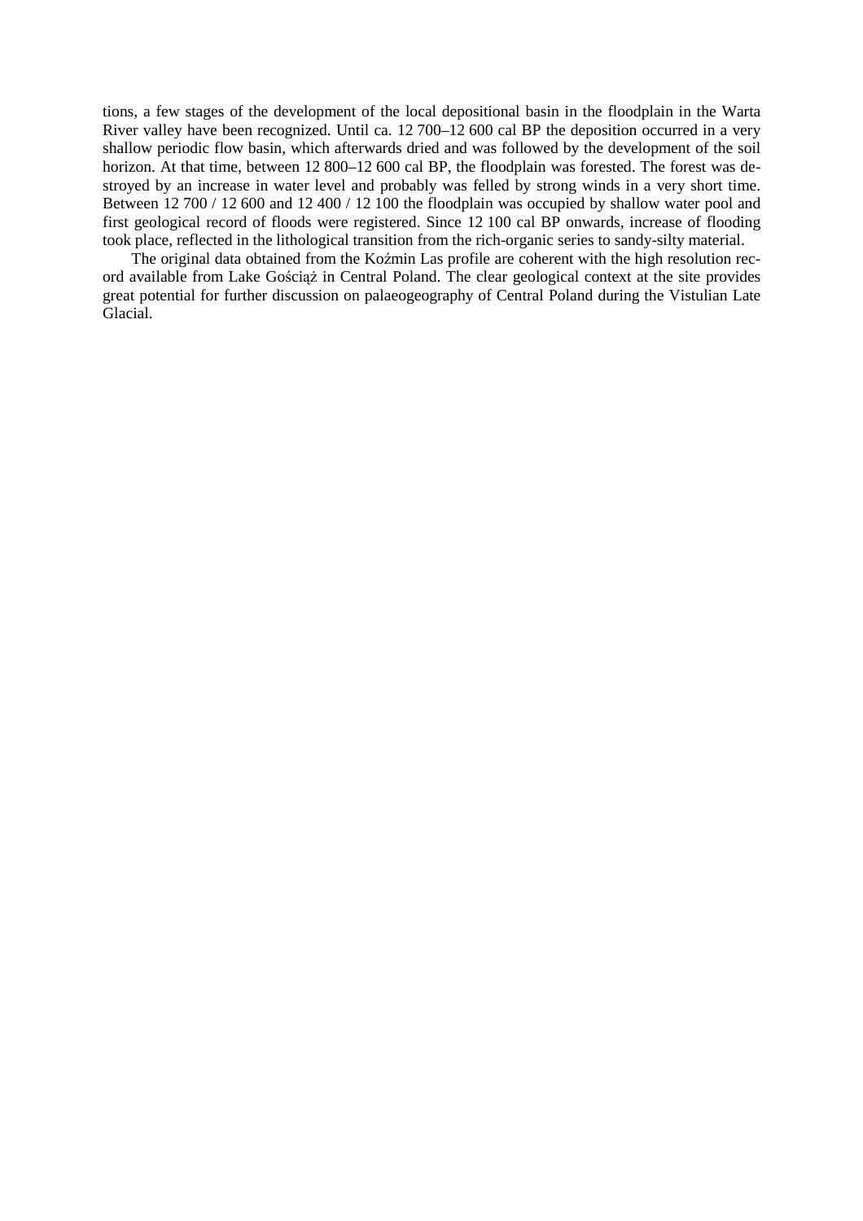tions, a few stages of the development of the local depositional basin in the floodplain in the Warta River valley have been recognized. Until ca. 12 700–12 600 cal BP the deposition occurred in a very shallow periodic flow basin, which afterwards dried and was followed by the development of the soil horizon. At that time, between 12 800–12 600 cal BP, the floodplain was forested. The forest was destroyed by an increase in water level and probably was felled by strong winds in a very short time. Between 12 700 / 12 600 and 12 400 / 12 100 the floodplain was occupied by shallow water pool and first geological record of floods were registered. Since 12 100 cal BP onwards, increase of flooding took place, reflected in the lithological transition from the rich-organic series to sandy-silty material.

The original data obtained from the Koźmin Las profile are coherent with the high resolution record available from Lake Gościąż in Central Poland. The clear geological context at the site provides great potential for further discussion on palaeogeography of Central Poland during the Vistulian Late Glacial.